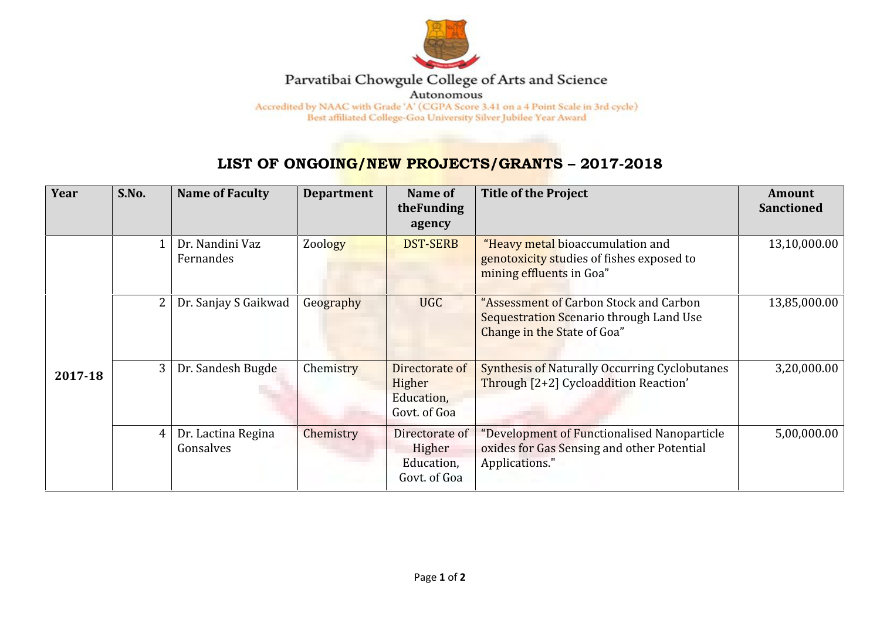Parvatibai Chowgule College of Arts and Science

Autonomous

Accredited by NAAC with Grade 'A' (CGPA Score 3.41 on a 4 Point Scale in 3rd cycle)

Best affiliated College-Goa University Silver Jubilee Year Award

# LIST OF ONGOING/NEW PROJECTS/GRANTS – 2017-2018

| Year | S.No. | Name of Faculty | Department | Name of theFunding agency | Title of the Project | Amount Sanctioned |
|---|---|---|---|---|---|---|
| 2017-18 | 1 | Dr. Nandini Vaz Fernandes | Zoology | DST-SERB | "Heavy metal bioaccumulation and genotoxicity studies of fishes exposed to mining effluents in Goa" | 13,10,000.00 |
| | 2 | Dr. Sanjay S Gaikwad | Geography | UGC | "Assessment of Carbon Stock and Carbon Sequestration Scenario through Land Use Change in the State of Goa" | 13,85,000.00 |
| | 3 | Dr. Sandesh Bugde | Chemistry | Directorate of Higher Education, Govt. of Goa | Synthesis of Naturally Occurring Cyclobutanes Through [2+2] Cycloaddition Reaction' | 3,20,000.00 |
| | 4 | Dr. Lactina Regina Gonsalves | Chemistry | Directorate of Higher Education, Govt. of Goa | "Development of Functionalised Nanoparticle oxides for Gas Sensing and other Potential Applications." | 5,00,000.00 |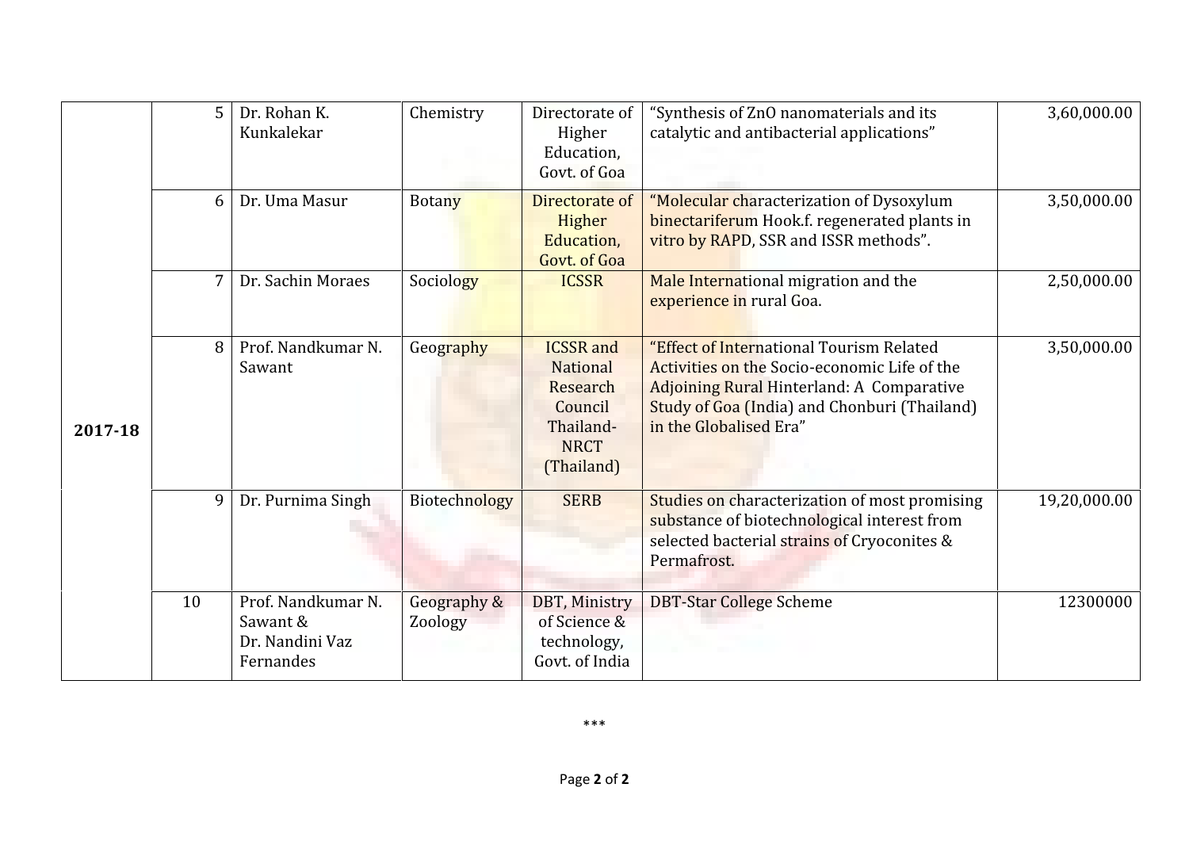| | | | | | | |
|---|---|---|---|---|---|---|
| 2017-18 | 5 | Dr. Rohan K. Kunkalekar | Chemistry | Directorate of Higher Education, Govt. of Goa | "Synthesis of ZnO nanomaterials and its catalytic and antibacterial applications" | 3,60,000.00 |
| | 6 | Dr. Uma Masur | Botany | Directorate of Higher Education, Govt. of Goa | "Molecular characterization of Dysoxylum binectariferum Hook.f. regenerated plants in vitro by RAPD, SSR and ISSR methods". | 3,50,000.00 |
| | 7 | Dr. Sachin Moraes | Sociology | ICSSR | Male International migration and the experience in rural Goa. | 2,50,000.00 |
| | 8 | Prof. Nandkumar N. Sawant | Geography | ICSSR and National Research Council Thailand-NRCT (Thailand) | "Effect of International Tourism Related Activities on the Socio-economic Life of the Adjoining Rural Hinterland: A Comparative Study of Goa (India) and Chonburi (Thailand) in the Globalised Era" | 3,50,000.00 |
| | 9 | Dr. Purnima Singh | Biotechnology | SERB | Studies on characterization of most promising substance of biotechnological interest from selected bacterial strains of Cryoconites & Permafrost. | 19,20,000.00 |
| | 10 | Prof. Nandkumar N. Sawant & Dr. Nandini Vaz Fernandes | Geography & Zoology | DBT, Ministry of Science & technology, Govt. of India | DBT-Star College Scheme | 12300000 |

***